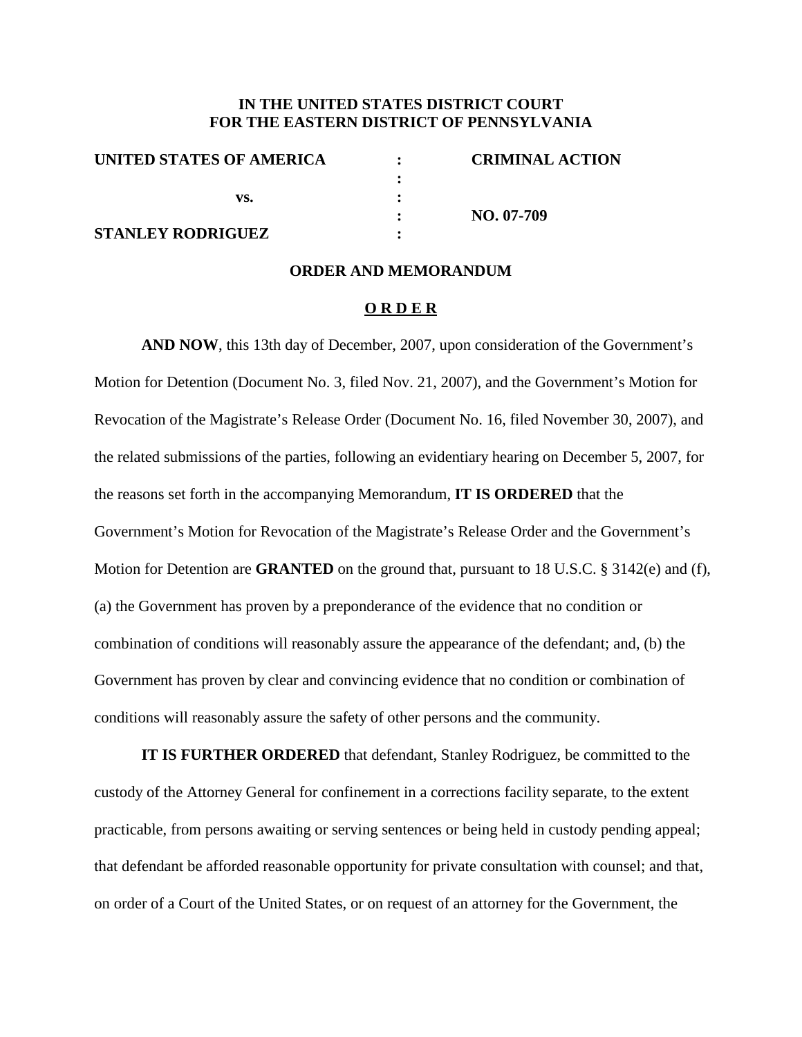**IN THE UNITED STATES DISTRICT COURT**
**FOR THE EASTERN DISTRICT OF PENNSYLVANIA**

| | | |
|---|---|---|
| **UNITED STATES OF AMERICA** | : | **CRIMINAL ACTION** |
| | : | |
| **vs.** | : | |
| | : | **NO. 07-709** |
| **STANLEY RODRIGUEZ** | : | |

**ORDER AND MEMORANDUM**

**O R D E R**

**AND NOW**, this 13th day of December, 2007, upon consideration of the Government's Motion for Detention (Document No. 3, filed Nov. 21, 2007), and the Government's Motion for Revocation of the Magistrate's Release Order (Document No. 16, filed November 30, 2007), and the related submissions of the parties, following an evidentiary hearing on December 5, 2007, for the reasons set forth in the accompanying Memorandum, **IT IS ORDERED** that the Government's Motion for Revocation of the Magistrate's Release Order and the Government's Motion for Detention are **GRANTED** on the ground that, pursuant to 18 U.S.C. § 3142(e) and (f), (a) the Government has proven by a preponderance of the evidence that no condition or combination of conditions will reasonably assure the appearance of the defendant; and, (b) the Government has proven by clear and convincing evidence that no condition or combination of conditions will reasonably assure the safety of other persons and the community.

**IT IS FURTHER ORDERED** that defendant, Stanley Rodriguez, be committed to the custody of the Attorney General for confinement in a corrections facility separate, to the extent practicable, from persons awaiting or serving sentences or being held in custody pending appeal; that defendant be afforded reasonable opportunity for private consultation with counsel; and that, on order of a Court of the United States, or on request of an attorney for the Government, the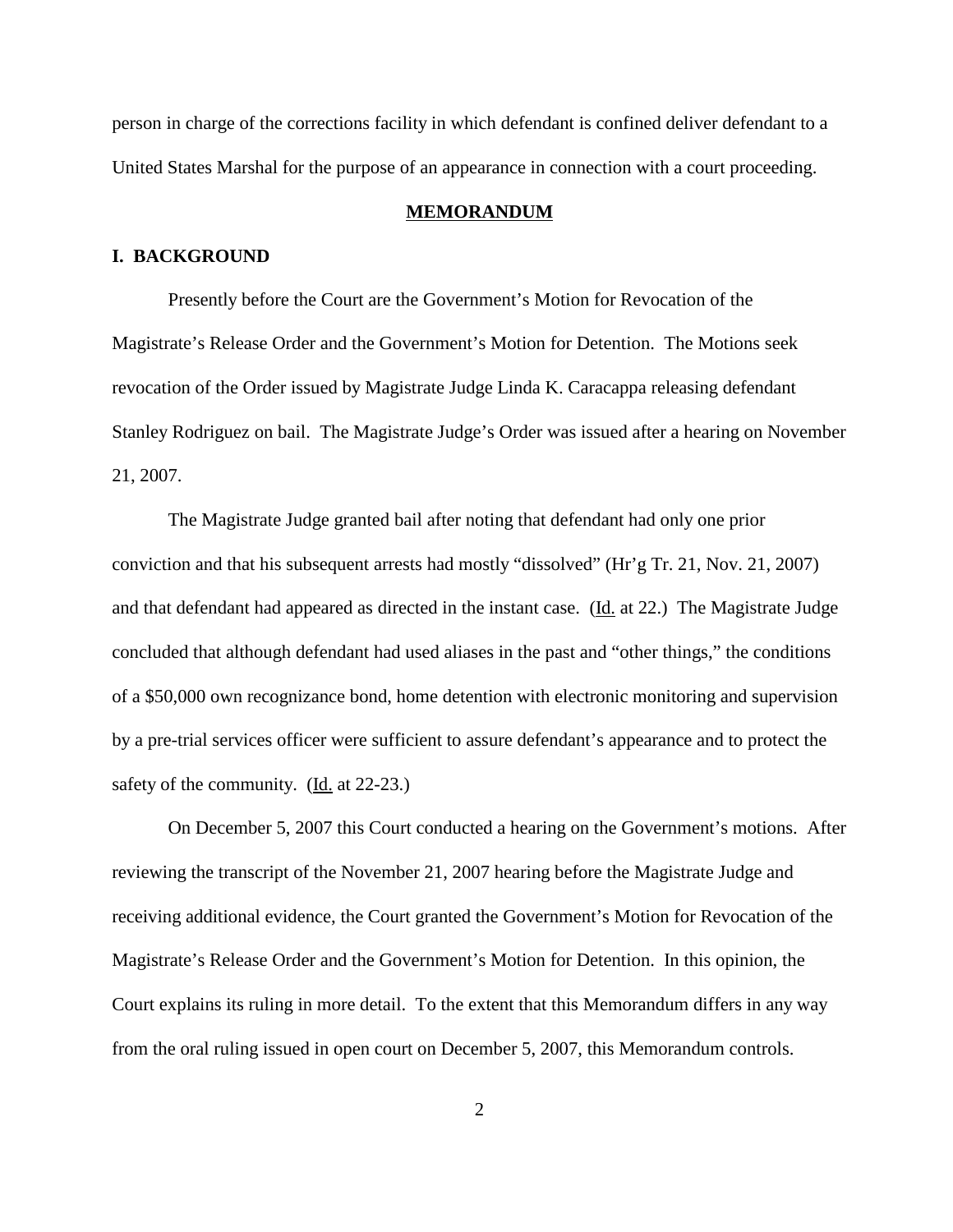person in charge of the corrections facility in which defendant is confined deliver defendant to a United States Marshal for the purpose of an appearance in connection with a court proceeding.

## MEMORANDUM

### I. BACKGROUND

Presently before the Court are the Government's Motion for Revocation of the Magistrate's Release Order and the Government's Motion for Detention. The Motions seek revocation of the Order issued by Magistrate Judge Linda K. Caracappa releasing defendant Stanley Rodriguez on bail. The Magistrate Judge's Order was issued after a hearing on November 21, 2007.

The Magistrate Judge granted bail after noting that defendant had only one prior conviction and that his subsequent arrests had mostly "dissolved" (Hr'g Tr. 21, Nov. 21, 2007) and that defendant had appeared as directed in the instant case. (Id. at 22.) The Magistrate Judge concluded that although defendant had used aliases in the past and "other things," the conditions of a $50,000 own recognizance bond, home detention with electronic monitoring and supervision by a pre-trial services officer were sufficient to assure defendant's appearance and to protect the safety of the community. (Id. at 22-23.)

On December 5, 2007 this Court conducted a hearing on the Government's motions. After reviewing the transcript of the November 21, 2007 hearing before the Magistrate Judge and receiving additional evidence, the Court granted the Government's Motion for Revocation of the Magistrate's Release Order and the Government's Motion for Detention. In this opinion, the Court explains its ruling in more detail. To the extent that this Memorandum differs in any way from the oral ruling issued in open court on December 5, 2007, this Memorandum controls.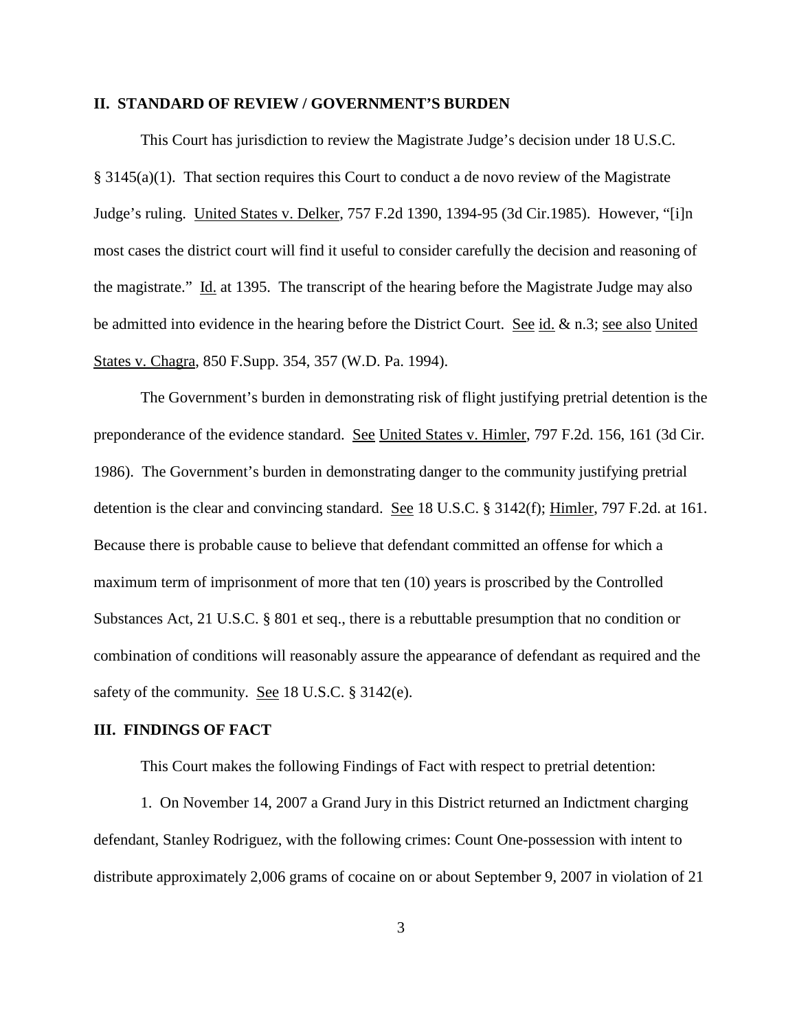## II. STANDARD OF REVIEW / GOVERNMENT'S BURDEN

This Court has jurisdiction to review the Magistrate Judge's decision under 18 U.S.C. § 3145(a)(1). That section requires this Court to conduct a de novo review of the Magistrate Judge's ruling. United States v. Delker, 757 F.2d 1390, 1394-95 (3d Cir.1985). However, "[i]n most cases the district court will find it useful to consider carefully the decision and reasoning of the magistrate." Id. at 1395. The transcript of the hearing before the Magistrate Judge may also be admitted into evidence in the hearing before the District Court. See id. & n.3; see also United States v. Chagra, 850 F.Supp. 354, 357 (W.D. Pa. 1994).

The Government's burden in demonstrating risk of flight justifying pretrial detention is the preponderance of the evidence standard. See United States v. Himler, 797 F.2d. 156, 161 (3d Cir. 1986). The Government's burden in demonstrating danger to the community justifying pretrial detention is the clear and convincing standard. See 18 U.S.C. § 3142(f); Himler, 797 F.2d. at 161. Because there is probable cause to believe that defendant committed an offense for which a maximum term of imprisonment of more that ten (10) years is proscribed by the Controlled Substances Act, 21 U.S.C. § 801 et seq., there is a rebuttable presumption that no condition or combination of conditions will reasonably assure the appearance of defendant as required and the safety of the community. See 18 U.S.C. § 3142(e).

## III. FINDINGS OF FACT

This Court makes the following Findings of Fact with respect to pretrial detention:

1. On November 14, 2007 a Grand Jury in this District returned an Indictment charging defendant, Stanley Rodriguez, with the following crimes: Count One-possession with intent to distribute approximately 2,006 grams of cocaine on or about September 9, 2007 in violation of 21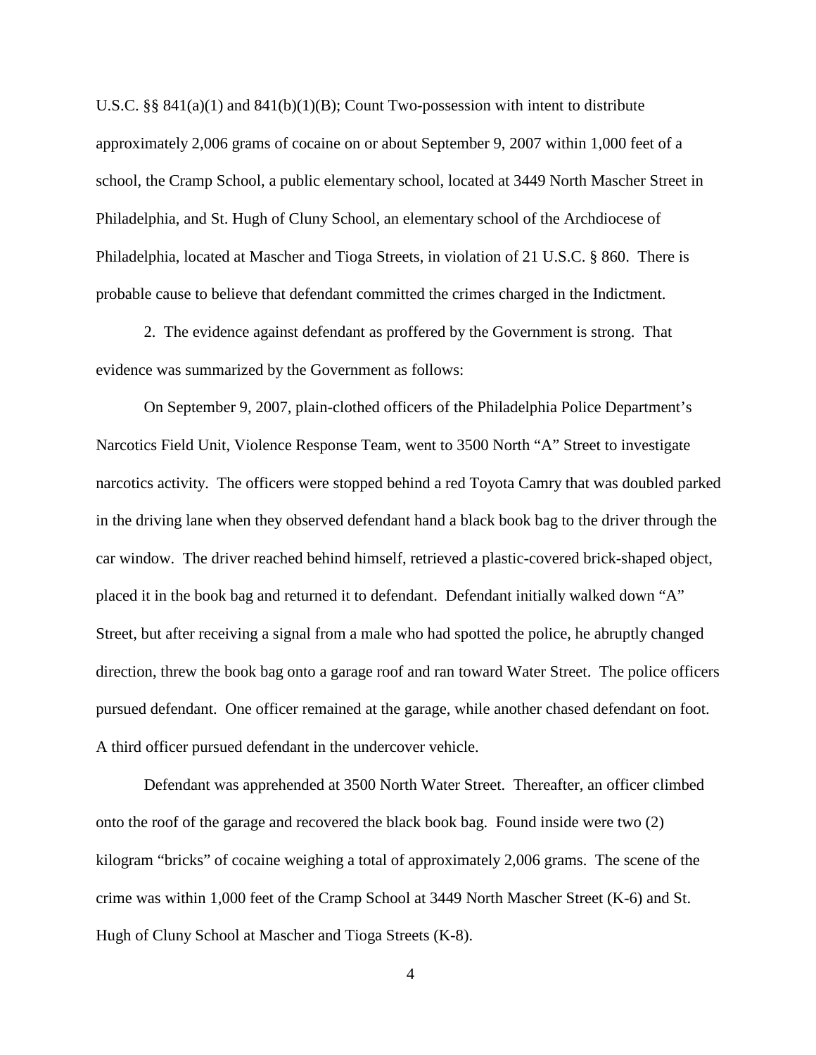U.S.C. §§ 841(a)(1) and 841(b)(1)(B); Count Two-possession with intent to distribute approximately 2,006 grams of cocaine on or about September 9, 2007 within 1,000 feet of a school, the Cramp School, a public elementary school, located at 3449 North Mascher Street in Philadelphia, and St. Hugh of Cluny School, an elementary school of the Archdiocese of Philadelphia, located at Mascher and Tioga Streets, in violation of 21 U.S.C. § 860. There is probable cause to believe that defendant committed the crimes charged in the Indictment.

2. The evidence against defendant as proffered by the Government is strong. That evidence was summarized by the Government as follows:

On September 9, 2007, plain-clothed officers of the Philadelphia Police Department's Narcotics Field Unit, Violence Response Team, went to 3500 North "A" Street to investigate narcotics activity. The officers were stopped behind a red Toyota Camry that was doubled parked in the driving lane when they observed defendant hand a black book bag to the driver through the car window. The driver reached behind himself, retrieved a plastic-covered brick-shaped object, placed it in the book bag and returned it to defendant. Defendant initially walked down "A" Street, but after receiving a signal from a male who had spotted the police, he abruptly changed direction, threw the book bag onto a garage roof and ran toward Water Street. The police officers pursued defendant. One officer remained at the garage, while another chased defendant on foot. A third officer pursued defendant in the undercover vehicle.

Defendant was apprehended at 3500 North Water Street. Thereafter, an officer climbed onto the roof of the garage and recovered the black book bag. Found inside were two (2) kilogram "bricks" of cocaine weighing a total of approximately 2,006 grams. The scene of the crime was within 1,000 feet of the Cramp School at 3449 North Mascher Street (K-6) and St. Hugh of Cluny School at Mascher and Tioga Streets (K-8).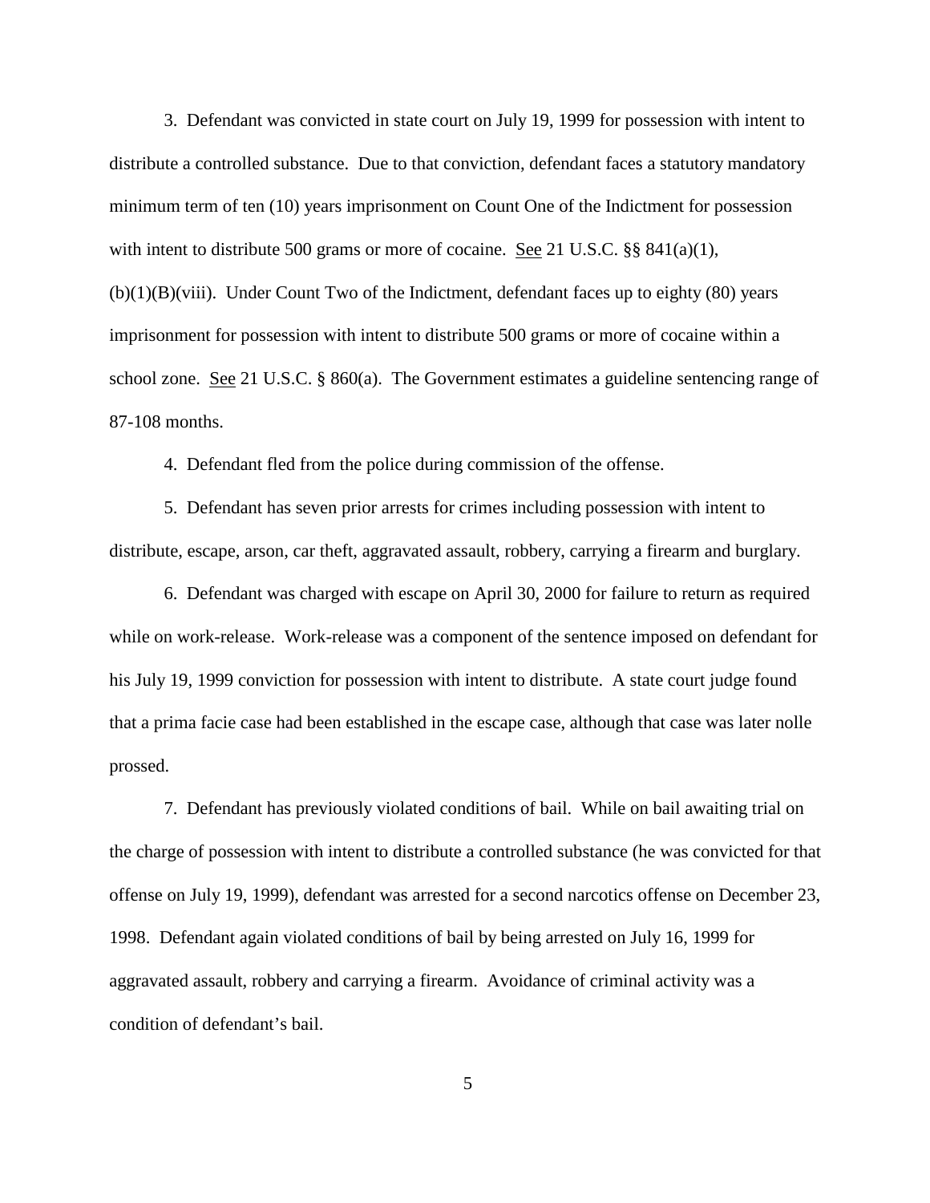3. Defendant was convicted in state court on July 19, 1999 for possession with intent to distribute a controlled substance. Due to that conviction, defendant faces a statutory mandatory minimum term of ten (10) years imprisonment on Count One of the Indictment for possession with intent to distribute 500 grams or more of cocaine. See 21 U.S.C. §§ 841(a)(1), (b)(1)(B)(viii). Under Count Two of the Indictment, defendant faces up to eighty (80) years imprisonment for possession with intent to distribute 500 grams or more of cocaine within a school zone. See 21 U.S.C. § 860(a). The Government estimates a guideline sentencing range of 87-108 months.

4. Defendant fled from the police during commission of the offense.

5. Defendant has seven prior arrests for crimes including possession with intent to distribute, escape, arson, car theft, aggravated assault, robbery, carrying a firearm and burglary.

6. Defendant was charged with escape on April 30, 2000 for failure to return as required while on work-release. Work-release was a component of the sentence imposed on defendant for his July 19, 1999 conviction for possession with intent to distribute. A state court judge found that a prima facie case had been established in the escape case, although that case was later nolle prossed.

7. Defendant has previously violated conditions of bail. While on bail awaiting trial on the charge of possession with intent to distribute a controlled substance (he was convicted for that offense on July 19, 1999), defendant was arrested for a second narcotics offense on December 23, 1998. Defendant again violated conditions of bail by being arrested on July 16, 1999 for aggravated assault, robbery and carrying a firearm. Avoidance of criminal activity was a condition of defendant's bail.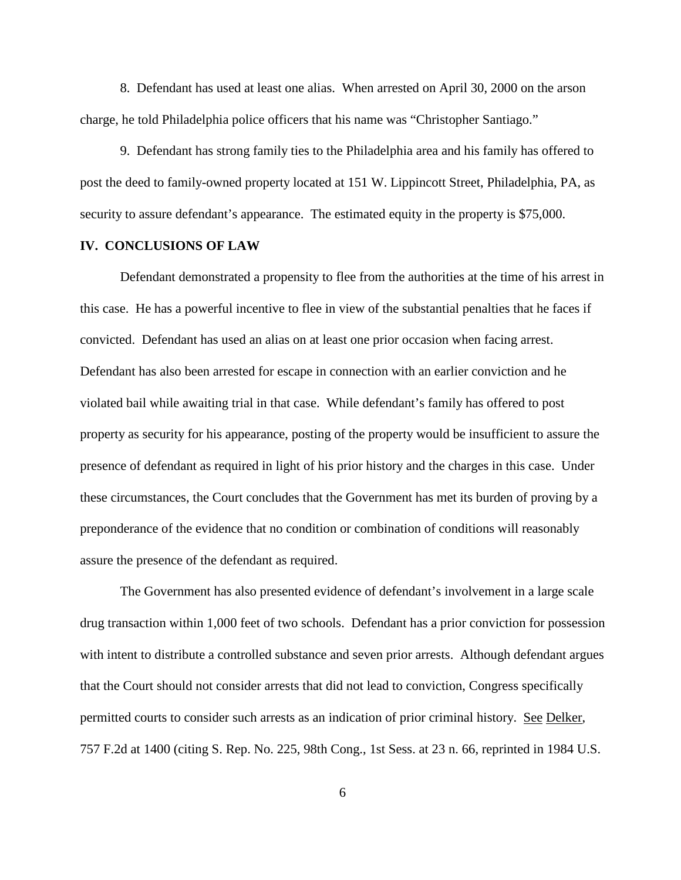8. Defendant has used at least one alias. When arrested on April 30, 2000 on the arson charge, he told Philadelphia police officers that his name was "Christopher Santiago."

9. Defendant has strong family ties to the Philadelphia area and his family has offered to post the deed to family-owned property located at 151 W. Lippincott Street, Philadelphia, PA, as security to assure defendant's appearance. The estimated equity in the property is $75,000.

## IV. CONCLUSIONS OF LAW

Defendant demonstrated a propensity to flee from the authorities at the time of his arrest in this case. He has a powerful incentive to flee in view of the substantial penalties that he faces if convicted. Defendant has used an alias on at least one prior occasion when facing arrest. Defendant has also been arrested for escape in connection with an earlier conviction and he violated bail while awaiting trial in that case. While defendant's family has offered to post property as security for his appearance, posting of the property would be insufficient to assure the presence of defendant as required in light of his prior history and the charges in this case. Under these circumstances, the Court concludes that the Government has met its burden of proving by a preponderance of the evidence that no condition or combination of conditions will reasonably assure the presence of the defendant as required.

The Government has also presented evidence of defendant's involvement in a large scale drug transaction within 1,000 feet of two schools. Defendant has a prior conviction for possession with intent to distribute a controlled substance and seven prior arrests. Although defendant argues that the Court should not consider arrests that did not lead to conviction, Congress specifically permitted courts to consider such arrests as an indication of prior criminal history. See Delker, 757 F.2d at 1400 (citing S. Rep. No. 225, 98th Cong., 1st Sess. at 23 n. 66, reprinted in 1984 U.S.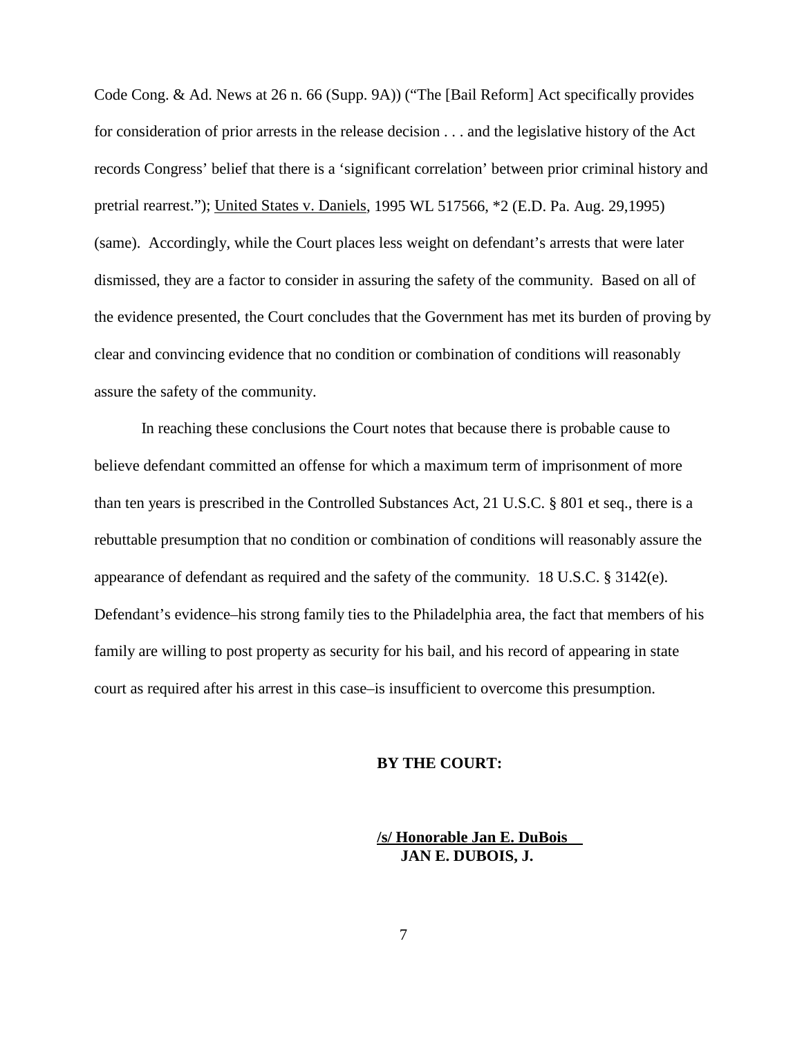Code Cong. & Ad. News at 26 n. 66 (Supp. 9A)) ("The [Bail Reform] Act specifically provides for consideration of prior arrests in the release decision . . . and the legislative history of the Act records Congress' belief that there is a 'significant correlation' between prior criminal history and pretrial rearrest."); United States v. Daniels, 1995 WL 517566, *2 (E.D. Pa. Aug. 29,1995) (same). Accordingly, while the Court places less weight on defendant's arrests that were later dismissed, they are a factor to consider in assuring the safety of the community. Based on all of the evidence presented, the Court concludes that the Government has met its burden of proving by clear and convincing evidence that no condition or combination of conditions will reasonably assure the safety of the community.

In reaching these conclusions the Court notes that because there is probable cause to believe defendant committed an offense for which a maximum term of imprisonment of more than ten years is prescribed in the Controlled Substances Act, 21 U.S.C. § 801 et seq., there is a rebuttable presumption that no condition or combination of conditions will reasonably assure the appearance of defendant as required and the safety of the community. 18 U.S.C. § 3142(e). Defendant's evidence–his strong family ties to the Philadelphia area, the fact that members of his family are willing to post property as security for his bail, and his record of appearing in state court as required after his arrest in this case–is insufficient to overcome this presumption.

**BY THE COURT:**

**/s/ Honorable Jan E. DuBois**
**JAN E. DUBOIS, J.**